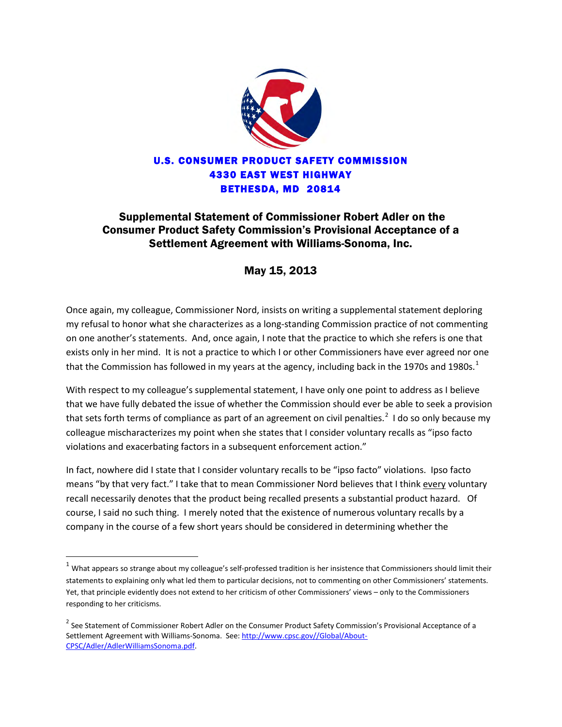**U.S. CONSUMER PRODUCT SAFETY COMMISSION**
**4330 EAST WEST HIGHWAY**
**BETHESDA, MD 20814**

# Supplemental Statement of Commissioner Robert Adler on the Consumer Product Safety Commission's Provisional Acceptance of a Settlement Agreement with Williams-Sonoma, Inc.

## May 15, 2013

Once again, my colleague, Commissioner Nord, insists on writing a supplemental statement deploring my refusal to honor what she characterizes as a long-standing Commission practice of not commenting on one another's statements. And, once again, I note that the practice to which she refers is one that exists only in her mind. It is not a practice to which I or other Commissioners have ever agreed nor one that the Commission has followed in my years at the agency, including back in the 1970s and 1980s.[1]

With respect to my colleague's supplemental statement, I have only one point to address as I believe that we have fully debated the issue of whether the Commission should ever be able to seek a provision that sets forth terms of compliance as part of an agreement on civil penalties.[2] I do so only because my colleague mischaracterizes my point when she states that I consider voluntary recalls as "ipso facto violations and exacerbating factors in a subsequent enforcement action."

In fact, nowhere did I state that I consider voluntary recalls to be "ipso facto" violations. Ipso facto means "by that very fact." I take that to mean Commissioner Nord believes that I think <u>every</u> voluntary recall necessarily denotes that the product being recalled presents a substantial product hazard. Of course, I said no such thing. I merely noted that the existence of numerous voluntary recalls by a company in the course of a few short years should be considered in determining whether the

---

[1] What appears so strange about my colleague's self-professed tradition is her insistence that Commissioners should limit their statements to explaining only what led them to particular decisions, not to commenting on other Commissioners' statements. Yet, that principle evidently does not extend to her criticism of other Commissioners' views – only to the Commissioners responding to her criticisms.

[2] See Statement of Commissioner Robert Adler on the Consumer Product Safety Commission's Provisional Acceptance of a Settlement Agreement with Williams-Sonoma. See: http://www.cpsc.gov//Global/About-CPSC/Adler/AdlerWilliamsSonoma.pdf.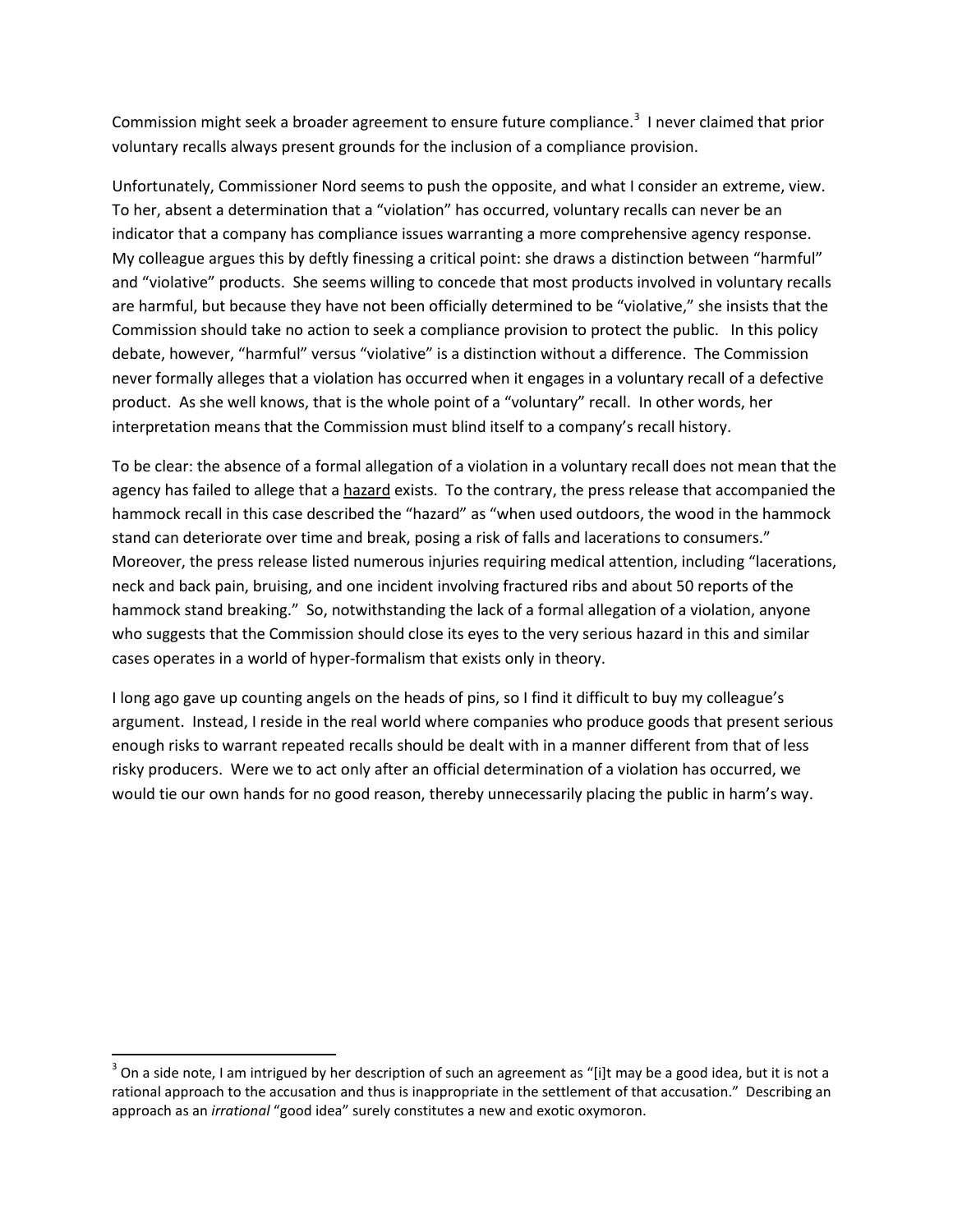Commission might seek a broader agreement to ensure future compliance.[3] I never claimed that prior voluntary recalls always present grounds for the inclusion of a compliance provision.

Unfortunately, Commissioner Nord seems to push the opposite, and what I consider an extreme, view. To her, absent a determination that a "violation" has occurred, voluntary recalls can never be an indicator that a company has compliance issues warranting a more comprehensive agency response. My colleague argues this by deftly finessing a critical point: she draws a distinction between "harmful" and "violative" products. She seems willing to concede that most products involved in voluntary recalls are harmful, but because they have not been officially determined to be "violative," she insists that the Commission should take no action to seek a compliance provision to protect the public. In this policy debate, however, "harmful" versus "violative" is a distinction without a difference. The Commission never formally alleges that a violation has occurred when it engages in a voluntary recall of a defective product. As she well knows, that is the whole point of a "voluntary" recall. In other words, her interpretation means that the Commission must blind itself to a company's recall history.

To be clear: the absence of a formal allegation of a violation in a voluntary recall does not mean that the agency has failed to allege that a <u>hazard</u> exists. To the contrary, the press release that accompanied the hammock recall in this case described the "hazard" as "when used outdoors, the wood in the hammock stand can deteriorate over time and break, posing a risk of falls and lacerations to consumers." Moreover, the press release listed numerous injuries requiring medical attention, including "lacerations, neck and back pain, bruising, and one incident involving fractured ribs and about 50 reports of the hammock stand breaking." So, notwithstanding the lack of a formal allegation of a violation, anyone who suggests that the Commission should close its eyes to the very serious hazard in this and similar cases operates in a world of hyper-formalism that exists only in theory.

I long ago gave up counting angels on the heads of pins, so I find it difficult to buy my colleague's argument. Instead, I reside in the real world where companies who produce goods that present serious enough risks to warrant repeated recalls should be dealt with in a manner different from that of less risky producers. Were we to act only after an official determination of a violation has occurred, we would tie our own hands for no good reason, thereby unnecessarily placing the public in harm's way.

---

[3] On a side note, I am intrigued by her description of such an agreement as "[i]t may be a good idea, but it is not a rational approach to the accusation and thus is inappropriate in the settlement of that accusation." Describing an approach as an *irrational* "good idea" surely constitutes a new and exotic oxymoron.